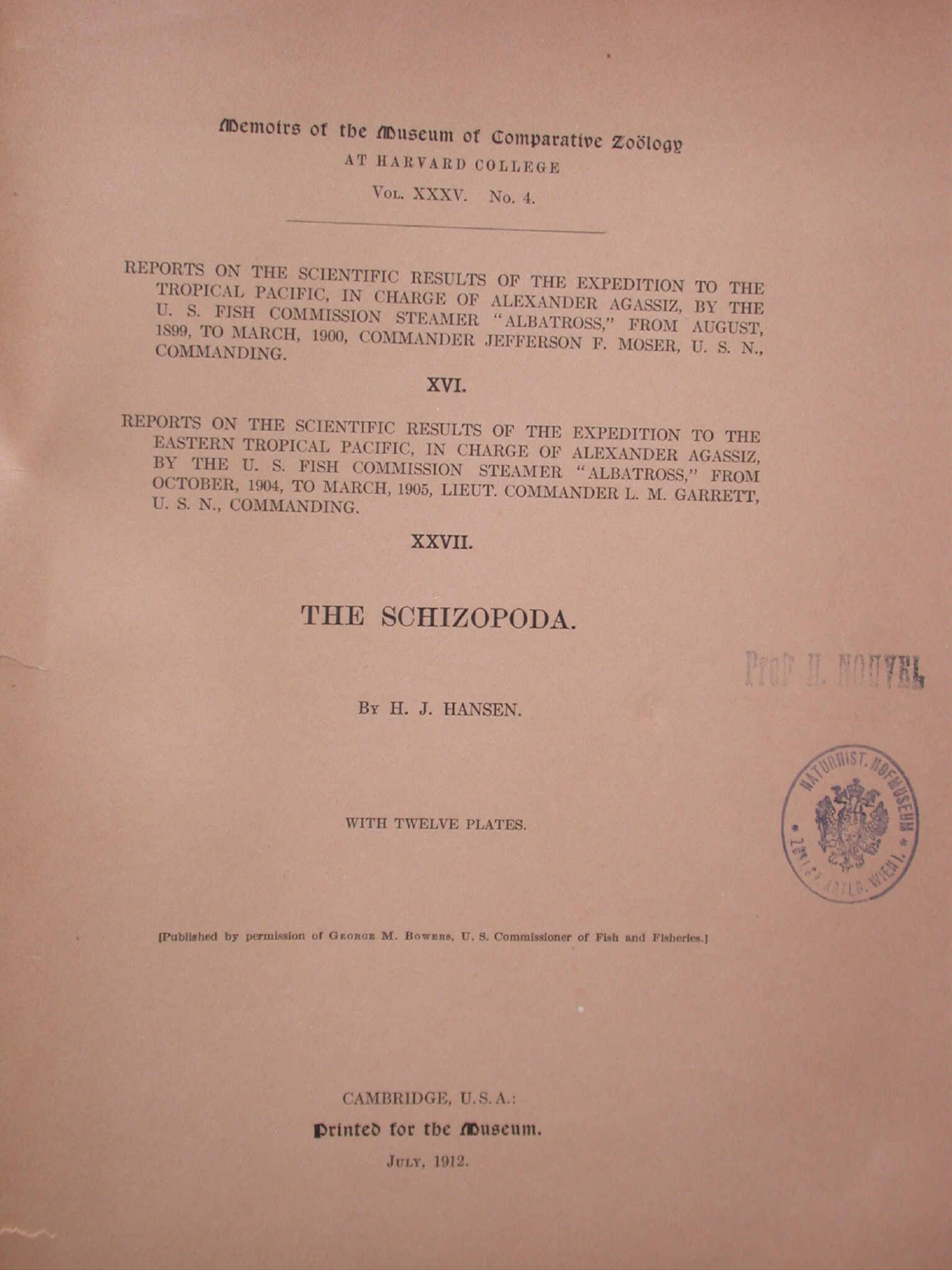Memoirs of the Museum of Comparative Zoölogy

AT HARVARD COLLEGE

VOL. XXXV. No. 4.

---

REPORTS ON THE SCIENTIFIC RESULTS OF THE EXPEDITION TO THE TROPICAL PACIFIC, IN CHARGE OF ALEXANDER AGASSIZ, BY THE U. S. FISH COMMISSION STEAMER "ALBATROSS," FROM AUGUST, 1899, TO MARCH, 1900, COMMANDER JEFFERSON F. MOSER, U. S. N., COMMANDING.

XVI.

REPORTS ON THE SCIENTIFIC RESULTS OF THE EXPEDITION TO THE EASTERN TROPICAL PACIFIC, IN CHARGE OF ALEXANDER AGASSIZ, BY THE U. S. FISH COMMISSION STEAMER "ALBATROSS," FROM OCTOBER, 1904, TO MARCH, 1905, LIEUT. COMMANDER L. M. GARRETT, U. S. N., COMMANDING.

XXVII.

# THE SCHIZOPODA.

BY H. J. HANSEN.

WITH TWELVE PLATES.

[Published by permission of GEORGE M. BOWERS, U. S. Commissioner of Fish and Fisheries.]

CAMBRIDGE, U.S.A.:

Printed for the Museum.

JULY, 1912.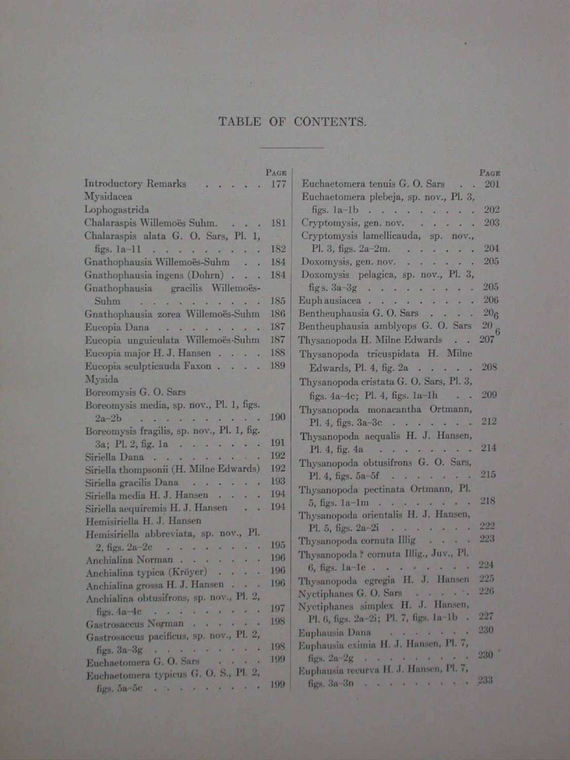# TABLE OF CONTENTS.

| | Page |
|---|---|
| Introductory Remarks | 177 |
| Mysidacea | |
| Lophogastrida | |
| Chalaraspis Willemoës Suhm. | 181 |
| Chalaraspis alata G. O. Sars, Pl. 1, figs. 1a–1l | 182 |
| Gnathophausia Willemoës-Suhm | 184 |
| Gnathophausia ingens (Dohrn) | 184 |
| Gnathophausia gracilis Willemoës-Suhm | 185 |
| Gnathophausia zorea Willemoës-Suhm | 186 |
| Eucopia Dana | 187 |
| Eucopia unguiculata Willemoës-Suhm | 187 |
| Eucopia major H. J. Hansen | 188 |
| Eucopia sculpticauda Faxon | 189 |
| Mysida | |
| Boreomysis G. O. Sars | |
| Boreomysis media, sp. nov., Pl. 1, figs. 2a–2b | 190 |
| Boreomysis fragilis, sp. nov., Pl. 1, fig. 3a; Pl. 2, fig. 1a | 191 |
| Siriella Dana | 192 |
| Siriella thompsonii (H. Milne Edwards) | 192 |
| Siriella gracilis Dana | 193 |
| Siriella media H. J. Hansen | 194 |
| Siriella aequiremis H. J. Hansen | 194 |
| Hemisiriella H. J. Hansen | |
| Hemisiriella abbreviata, sp. nov., Pl. 2, figs. 2a–2c | 195 |
| Anchialina Norman | 196 |
| Anchialina typica (Kröyer) | 196 |
| Anchialina grossa H. J. Hansen | 196 |
| Anchialina obtusifrons, sp. nov., Pl. 2, figs. 4a–4c | 197 |
| Gastrosaccus Norman | 198 |
| Gastrosaccus pacificus, sp. nov., Pl. 2, figs. 3a–3g | 198 |
| Euchaetomera G. O. Sars | 199 |
| Euchaetomera typicus G. O. S., Pl. 2, figs. 5a–5c | 199 |
| Euchaetomera tenuis G. O. Sars | 201 |
| Euchaetomera plebeja, sp. nov., Pl. 3, figs. 1a–1b | 202 |
| Cryptomysis, gen. nov. | 203 |
| Cryptomysis lamellicauda, sp. nov., Pl. 3, figs. 2a–2m | 204 |
| Doxomysis, gen. nov. | 205 |
| Doxomysis pelagica, sp. nov., Pl. 3, figs. 3a–3g | 205 |
| Euphausiacea | 206 |
| Bentheuphausia G. O. Sars | 206 |
| Bentheuphausia amblyops G. O. Sars | 206 |
| Thysanopoda H. Milne Edwards | 207 |
| Thysanopoda tricuspidata H. Milne Edwards, Pl. 4, fig. 2a | 208 |
| Thysanopoda cristata G. O. Sars, Pl. 3, figs. 4a–4c; Pl. 4, figs. 1a–1h | 209 |
| Thysanopoda monacantha Ortmann, Pl. 4, figs. 3a–3c | 212 |
| Thysanopoda aequalis H. J. Hansen, Pl. 4, fig. 4a | 214 |
| Thysanopoda obtusifrons G. O. Sars, Pl. 4, figs. 5a–5f | 215 |
| Thysanopoda pectinata Ortmann, Pl. 5, figs. 1a–1m | 218 |
| Thysanopoda orientalis H. J. Hansen, Pl. 5, figs. 2a–2i | 222 |
| Thysanopoda cornuta Illig | 223 |
| Thysanopoda ? cornuta Illig., Juv., Pl. 6, figs. 1a–1e | 224 |
| Thysanopoda egregia H. J. Hansen | 225 |
| Nyctiphanes G. O. Sars | 226 |
| Nyctiphanes simplex H. J. Hansen, Pl. 6, figs. 2a–2i; Pl. 7, figs. 1a–1b | 227 |
| Euphausia Dana | 230 |
| Euphausia eximia H. J. Hansen, Pl. 7, figs. 2a–2g | 230 |
| Euphausia recurva H. J. Hansen, Pl. 7, figs. 3a–3n | 233 |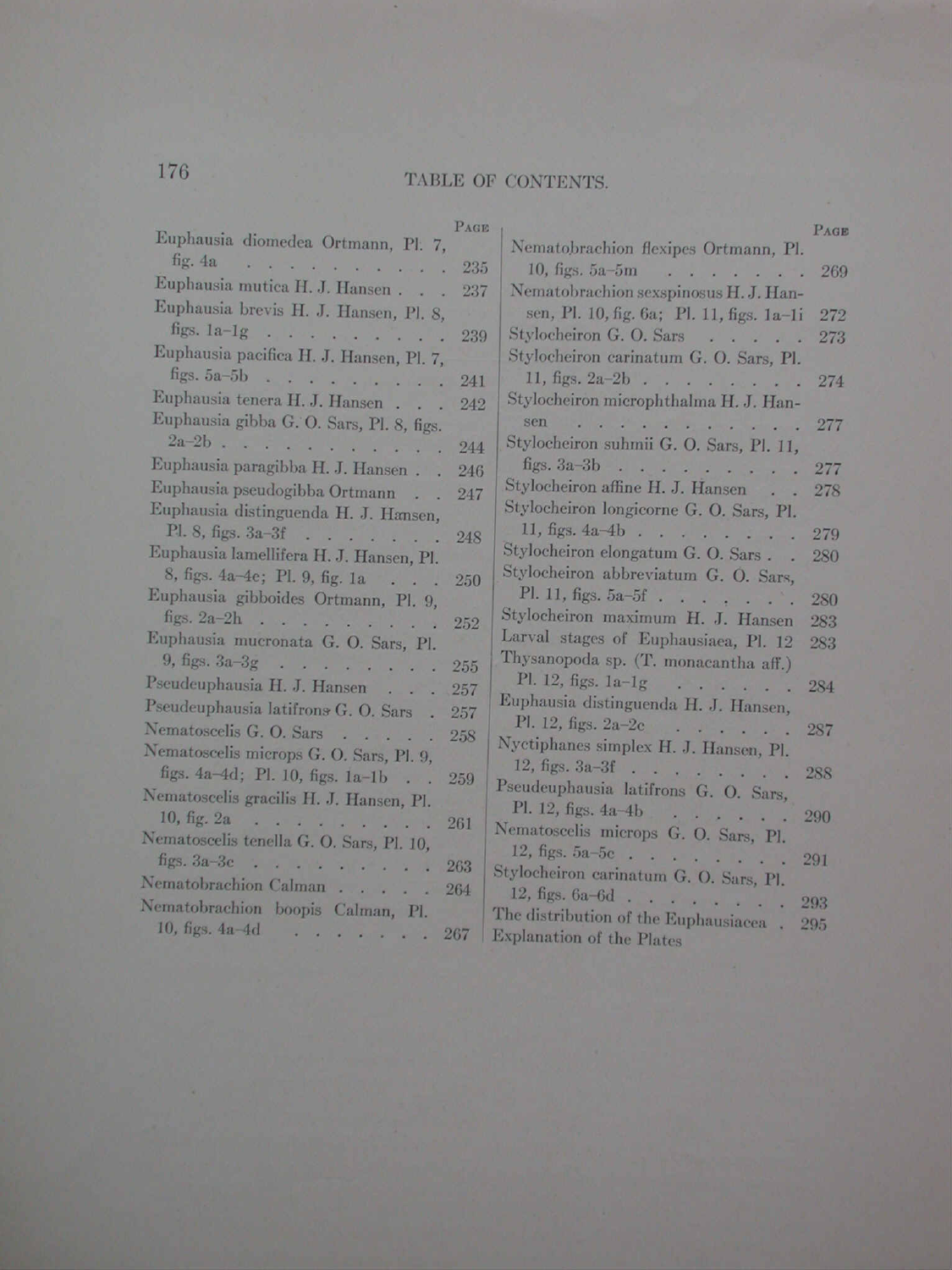# TABLE OF CONTENTS.

| | Page |
|---|---|
| Euphausia diomedea Ortmann, Pl. 7, fig. 4a | 235 |
| Euphausia mutica H. J. Hansen | 237 |
| Euphausia brevis H. J. Hansen, Pl. 8, figs. 1a–1g | 239 |
| Euphausia pacifica H. J. Hansen, Pl. 7, figs. 5a–5b | 241 |
| Euphausia tenera H. J. Hansen | 242 |
| Euphausia gibba G. O. Sars, Pl. 8, figs. 2a–2b | 244 |
| Euphausia paragibba H. J. Hansen | 246 |
| Euphausia pseudogibba Ortmann | 247 |
| Euphausia distinguenda H. J. Hansen, Pl. 8, figs. 3a–3f | 248 |
| Euphausia lamellifera H. J. Hansen, Pl. 8, figs. 4a–4e; Pl. 9, fig. 1a | 250 |
| Euphausia gibboides Ortmann, Pl. 9, figs. 2a–2h | 252 |
| Euphausia mucronata G. O. Sars, Pl. 9, figs. 3a–3g | 255 |
| Pseudeuphausia H. J. Hansen | 257 |
| Pseudeuphausia latifrons G. O. Sars | 257 |
| Nematoscelis G. O. Sars | 258 |
| Nematoscelis microps G. O. Sars, Pl. 9, figs. 4a–4d; Pl. 10, figs. 1a–1b | 259 |
| Nematoscelis gracilis H. J. Hansen, Pl. 10, fig. 2a | 261 |
| Nematoscelis tenella G. O. Sars, Pl. 10, figs. 3a–3c | 263 |
| Nematobrachion Calman | 264 |
| Nematobrachion boopis Calman, Pl. 10, figs. 4a–4d | 267 |
| Nematobrachion flexipes Ortmann, Pl. 10, figs. 5a–5m | 269 |
| Nematobrachion sexspinosus H. J. Hansen, Pl. 10, fig. 6a; Pl. 11, figs. 1a–1i | 272 |
| Stylocheiron G. O. Sars | 273 |
| Stylocheiron carinatum G. O. Sars, Pl. 11, figs. 2a–2b | 274 |
| Stylocheiron microphthalma H. J. Hansen | 277 |
| Stylocheiron suhmii G. O. Sars, Pl. 11, figs. 3a–3b | 277 |
| Stylocheiron affine H. J. Hansen | 278 |
| Stylocheiron longicorne G. O. Sars, Pl. 11, figs. 4a–4b | 279 |
| Stylocheiron elongatum G. O. Sars | 280 |
| Stylocheiron abbreviatum G. O. Sars, Pl. 11, figs. 5a–5f | 280 |
| Stylocheiron maximum H. J. Hansen | 283 |
| Larval stages of Euphausiaea, Pl. 12 | 283 |
| Thysanopoda sp. (T. monacantha aff.) Pl. 12, figs. 1a–1g | 284 |
| Euphausia distinguenda H. J. Hansen, Pl. 12, figs. 2a–2c | 287 |
| Nyctiphanes simplex H. J. Hansen, Pl. 12, figs. 3a–3f | 288 |
| Pseudeuphausia latifrons G. O. Sars, Pl. 12, figs. 4a–4b | 290 |
| Nematoscelis microps G. O. Sars, Pl. 12, figs. 5a–5c | 291 |
| Stylocheiron carinatum G. O. Sars, Pl. 12, figs. 6a–6d | 293 |
| The distribution of the Euphausiacea | 295 |
| Explanation of the Plates | |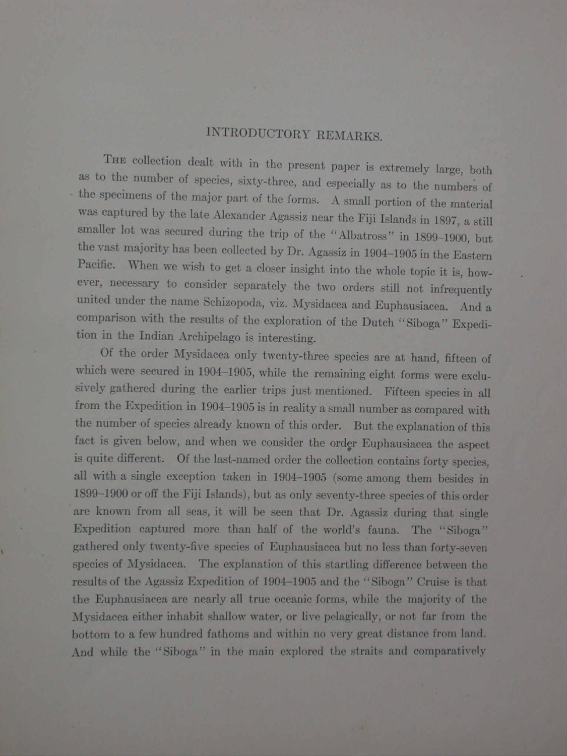## INTRODUCTORY REMARKS.

The collection dealt with in the present paper is extremely large, both as to the number of species, sixty-three, and especially as to the numbers of the specimens of the major part of the forms. A small portion of the material was captured by the late Alexander Agassiz near the Fiji Islands in 1897, a still smaller lot was secured during the trip of the "Albatross" in 1899–1900, but the vast majority has been collected by Dr. Agassiz in 1904–1905 in the Eastern Pacific. When we wish to get a closer insight into the whole topic it is, however, necessary to consider separately the two orders still not infrequently united under the name Schizopoda, viz. Mysidacea and Euphausiacea. And a comparison with the results of the exploration of the Dutch "Siboga" Expedition in the Indian Archipelago is interesting.

Of the order Mysidacea only twenty-three species are at hand, fifteen of which were secured in 1904–1905, while the remaining eight forms were exclusively gathered during the earlier trips just mentioned. Fifteen species in all from the Expedition in 1904–1905 is in reality a small number as compared with the number of species already known of this order. But the explanation of this fact is given below, and when we consider the order Euphausiacea the aspect is quite different. Of the last-named order the collection contains forty species, all with a single exception taken in 1904–1905 (some among them besides in 1899–1900 or off the Fiji Islands), but as only seventy-three species of this order are known from all seas, it will be seen that Dr. Agassiz during that single Expedition captured more than half of the world's fauna. The "Siboga" gathered only twenty-five species of Euphausiacea but no less than forty-seven species of Mysidacea. The explanation of this startling difference between the results of the Agassiz Expedition of 1904–1905 and the "Siboga" Cruise is that the Euphausiacea are nearly all true oceanic forms, while the majority of the Mysidacea either inhabit shallow water, or live pelagically, or not far from the bottom to a few hundred fathoms and within no very great distance from land. And while the "Siboga" in the main explored the straits and comparatively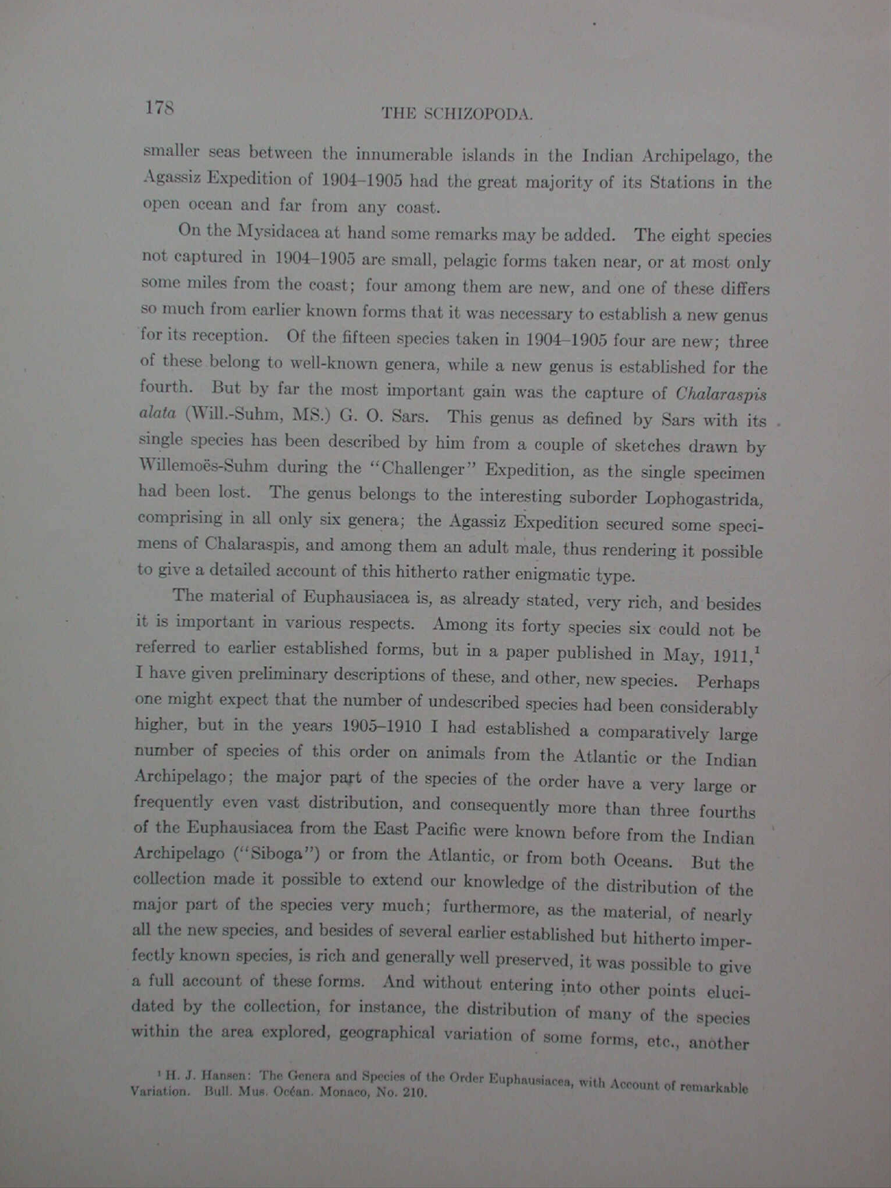smaller seas between the innumerable islands in the Indian Archipelago, the Agassiz Expedition of 1904–1905 had the great majority of its Stations in the open ocean and far from any coast.

On the Mysidacea at hand some remarks may be added. The eight species not captured in 1904–1905 are small, pelagic forms taken near, or at most only some miles from the coast; four among them are new, and one of these differs so much from earlier known forms that it was necessary to establish a new genus for its reception. Of the fifteen species taken in 1904–1905 four are new; three of these belong to well-known genera, while a new genus is established for the fourth. But by far the most important gain was the capture of *Chalaraspis alata* (Will.-Suhm, MS.) G. O. Sars. This genus as defined by Sars with its single species has been described by him from a couple of sketches drawn by Willemoës-Suhm during the "Challenger" Expedition, as the single specimen had been lost. The genus belongs to the interesting suborder Lophogastrida, comprising in all only six genera; the Agassiz Expedition secured some specimens of Chalaraspis, and among them an adult male, thus rendering it possible to give a detailed account of this hitherto rather enigmatic type.

The material of Euphausiacea is, as already stated, very rich, and besides it is important in various respects. Among its forty species six could not be referred to earlier established forms, but in a paper published in May, 1911,[1] I have given preliminary descriptions of these, and other, new species. Perhaps one might expect that the number of undescribed species had been considerably higher, but in the years 1905–1910 I had established a comparatively large number of species of this order on animals from the Atlantic or the Indian Archipelago; the major part of the species of the order have a very large or frequently even vast distribution, and consequently more than three fourths of the Euphausiacea from the East Pacific were known before from the Indian Archipelago ("Siboga") or from the Atlantic, or from both Oceans. But the collection made it possible to extend our knowledge of the distribution of the major part of the species very much; furthermore, as the material, of nearly all the new species, and besides of several earlier established but hitherto imperfectly known species, is rich and generally well preserved, it was possible to give a full account of these forms. And without entering into other points elucidated by the collection, for instance, the distribution of many of the species within the area explored, geographical variation of some forms, etc., another

[1] H. J. Hansen: The Genera and Species of the Order Euphausiacea, with Account of remarkable Variation. Bull. Mus. Océan. Monaco, No. 210.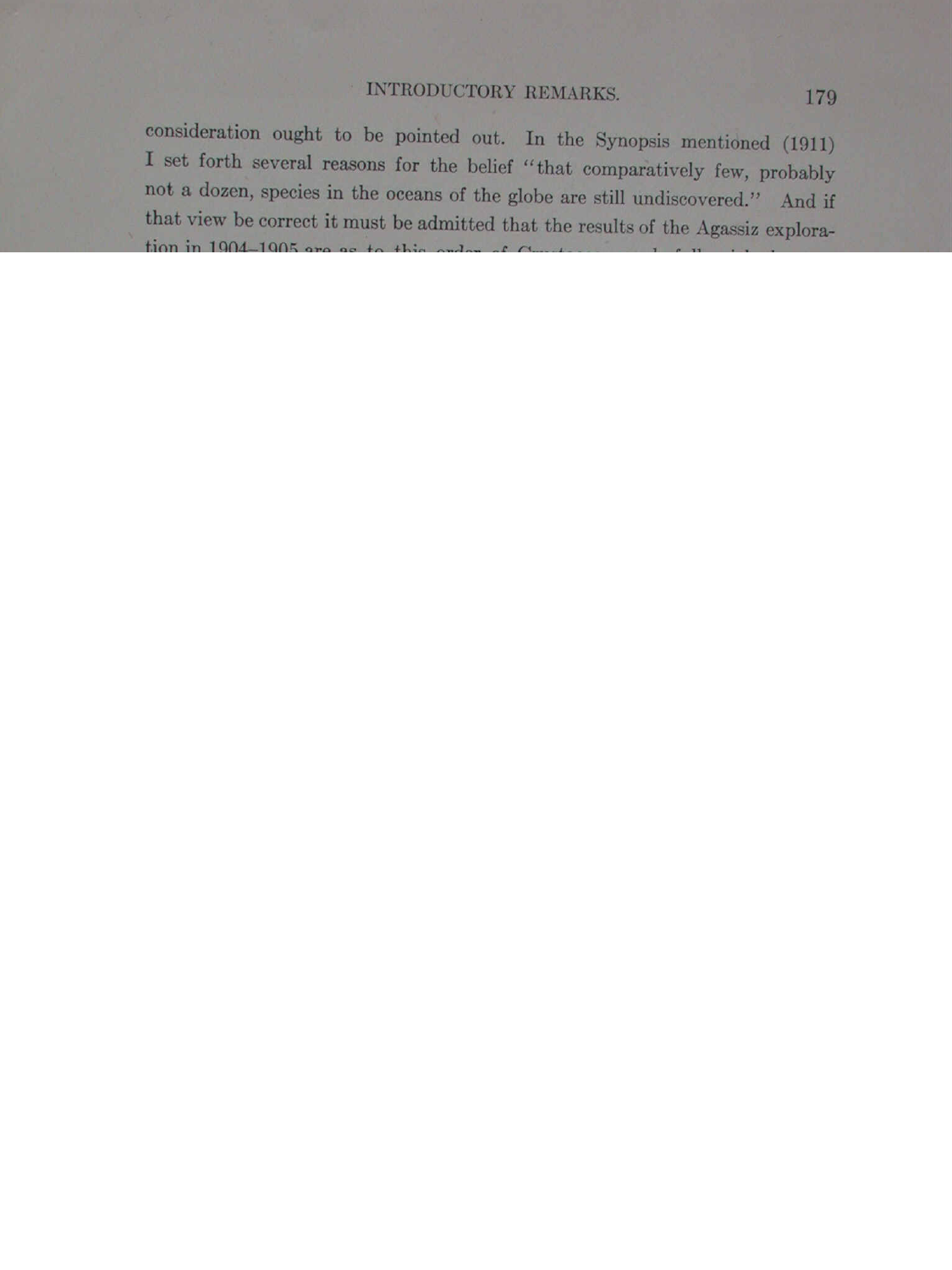consideration ought to be pointed out. In the Synopsis mentioned (1911) I set forth several reasons for the belief "that comparatively few, probably not a dozen, species in the oceans of the globe are still undiscovered." And if that view be correct it must be admitted that the results of the Agassiz exploration in 1904–1905 are as to this order of Crustacea